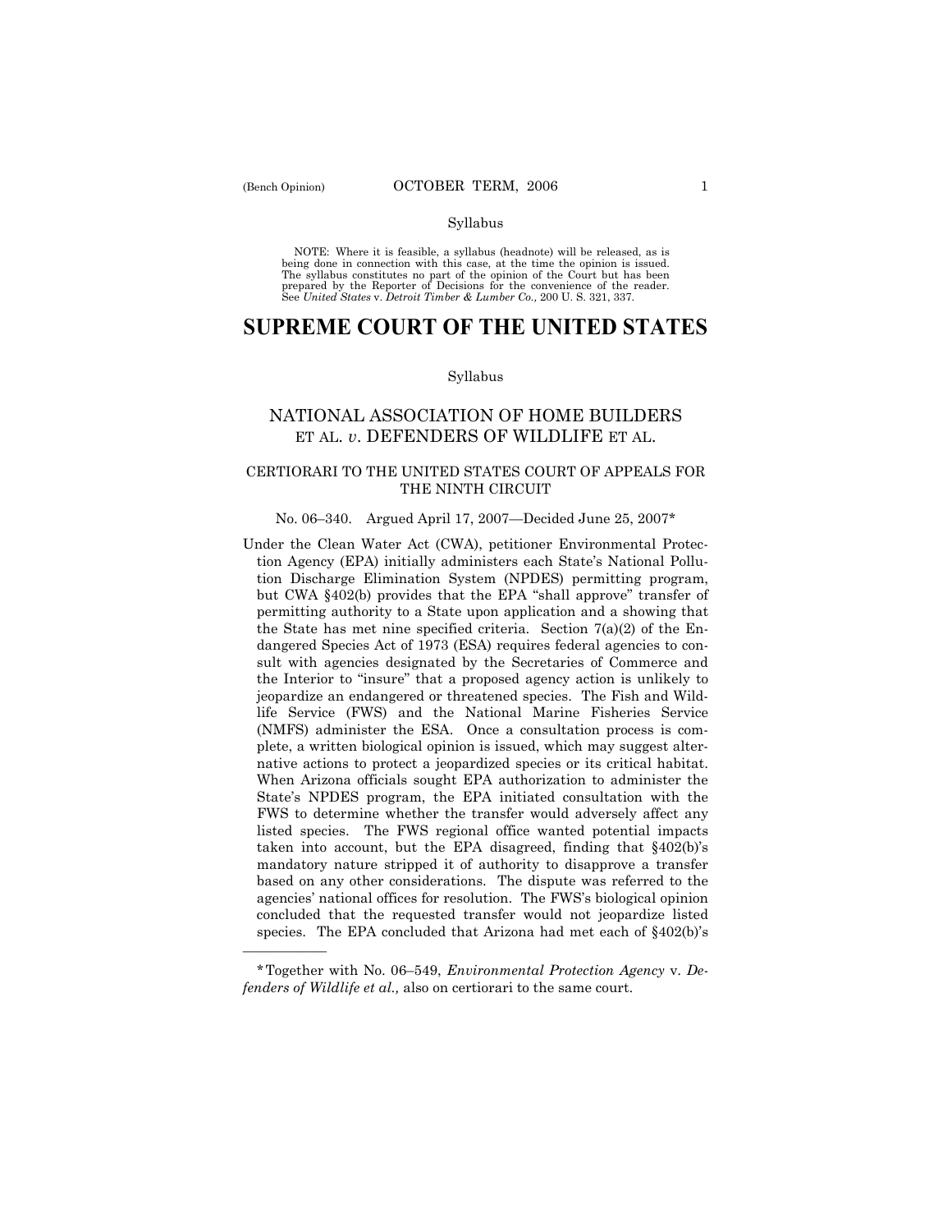Syllabus

NOTE: Where it is feasible, a syllabus (headnote) will be released, as is being done in connection with this case, at the time the opinion is issued. The syllabus constitutes no part of the opinion of the Court but has been prepared by the Reporter of Decisions for the convenience of the reader. See *United States* v. *Detroit Timber & Lumber Co.,* 200 U. S. 321, 337.

# SUPREME COURT OF THE UNITED STATES

Syllabus

## NATIONAL ASSOCIATION OF HOME BUILDERS ET AL. *v*. DEFENDERS OF WILDLIFE ET AL.

### CERTIORARI TO THE UNITED STATES COURT OF APPEALS FOR THE NINTH CIRCUIT

No. 06–340. Argued April 17, 2007—Decided June 25, 2007*

Under the Clean Water Act (CWA), petitioner Environmental Protection Agency (EPA) initially administers each State's National Pollution Discharge Elimination System (NPDES) permitting program, but CWA §402(b) provides that the EPA "shall approve" transfer of permitting authority to a State upon application and a showing that the State has met nine specified criteria. Section 7(a)(2) of the Endangered Species Act of 1973 (ESA) requires federal agencies to consult with agencies designated by the Secretaries of Commerce and the Interior to "insure" that a proposed agency action is unlikely to jeopardize an endangered or threatened species. The Fish and Wildlife Service (FWS) and the National Marine Fisheries Service (NMFS) administer the ESA. Once a consultation process is complete, a written biological opinion is issued, which may suggest alternative actions to protect a jeopardized species or its critical habitat. When Arizona officials sought EPA authorization to administer the State's NPDES program, the EPA initiated consultation with the FWS to determine whether the transfer would adversely affect any listed species. The FWS regional office wanted potential impacts taken into account, but the EPA disagreed, finding that §402(b)'s mandatory nature stripped it of authority to disapprove a transfer based on any other considerations. The dispute was referred to the agencies' national offices for resolution. The FWS's biological opinion concluded that the requested transfer would not jeopardize listed species. The EPA concluded that Arizona had met each of §402(b)'s

---

*Together with No. 06–549, *Environmental Protection Agency* v. *Defenders of Wildlife et al.,* also on certiorari to the same court.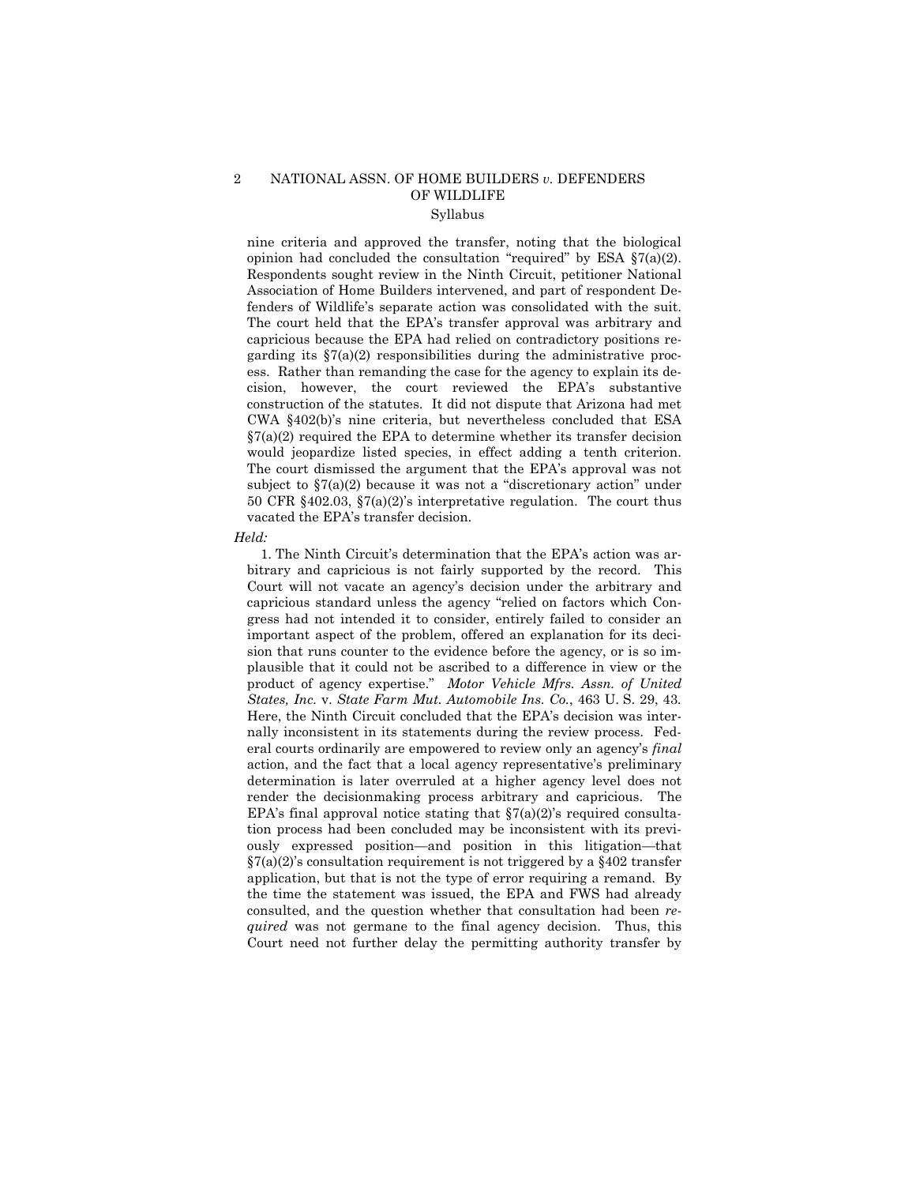nine criteria and approved the transfer, noting that the biological opinion had concluded the consultation "required" by ESA §7(a)(2). Respondents sought review in the Ninth Circuit, petitioner National Association of Home Builders intervened, and part of respondent Defenders of Wildlife's separate action was consolidated with the suit. The court held that the EPA's transfer approval was arbitrary and capricious because the EPA had relied on contradictory positions regarding its §7(a)(2) responsibilities during the administrative process. Rather than remanding the case for the agency to explain its decision, however, the court reviewed the EPA's substantive construction of the statutes. It did not dispute that Arizona had met CWA §402(b)'s nine criteria, but nevertheless concluded that ESA §7(a)(2) required the EPA to determine whether its transfer decision would jeopardize listed species, in effect adding a tenth criterion. The court dismissed the argument that the EPA's approval was not subject to §7(a)(2) because it was not a "discretionary action" under 50 CFR §402.03, §7(a)(2)'s interpretative regulation. The court thus vacated the EPA's transfer decision.

*Held:*

1. The Ninth Circuit's determination that the EPA's action was arbitrary and capricious is not fairly supported by the record. This Court will not vacate an agency's decision under the arbitrary and capricious standard unless the agency "relied on factors which Congress had not intended it to consider, entirely failed to consider an important aspect of the problem, offered an explanation for its decision that runs counter to the evidence before the agency, or is so implausible that it could not be ascribed to a difference in view or the product of agency expertise." *Motor Vehicle Mfrs. Assn. of United States, Inc.* v. *State Farm Mut. Automobile Ins. Co.*, 463 U. S. 29, 43. Here, the Ninth Circuit concluded that the EPA's decision was internally inconsistent in its statements during the review process. Federal courts ordinarily are empowered to review only an agency's *final* action, and the fact that a local agency representative's preliminary determination is later overruled at a higher agency level does not render the decisionmaking process arbitrary and capricious. The EPA's final approval notice stating that §7(a)(2)'s required consultation process had been concluded may be inconsistent with its previously expressed position—and position in this litigation—that §7(a)(2)'s consultation requirement is not triggered by a §402 transfer application, but that is not the type of error requiring a remand. By the time the statement was issued, the EPA and FWS had already consulted, and the question whether that consultation had been *required* was not germane to the final agency decision. Thus, this Court need not further delay the permitting authority transfer by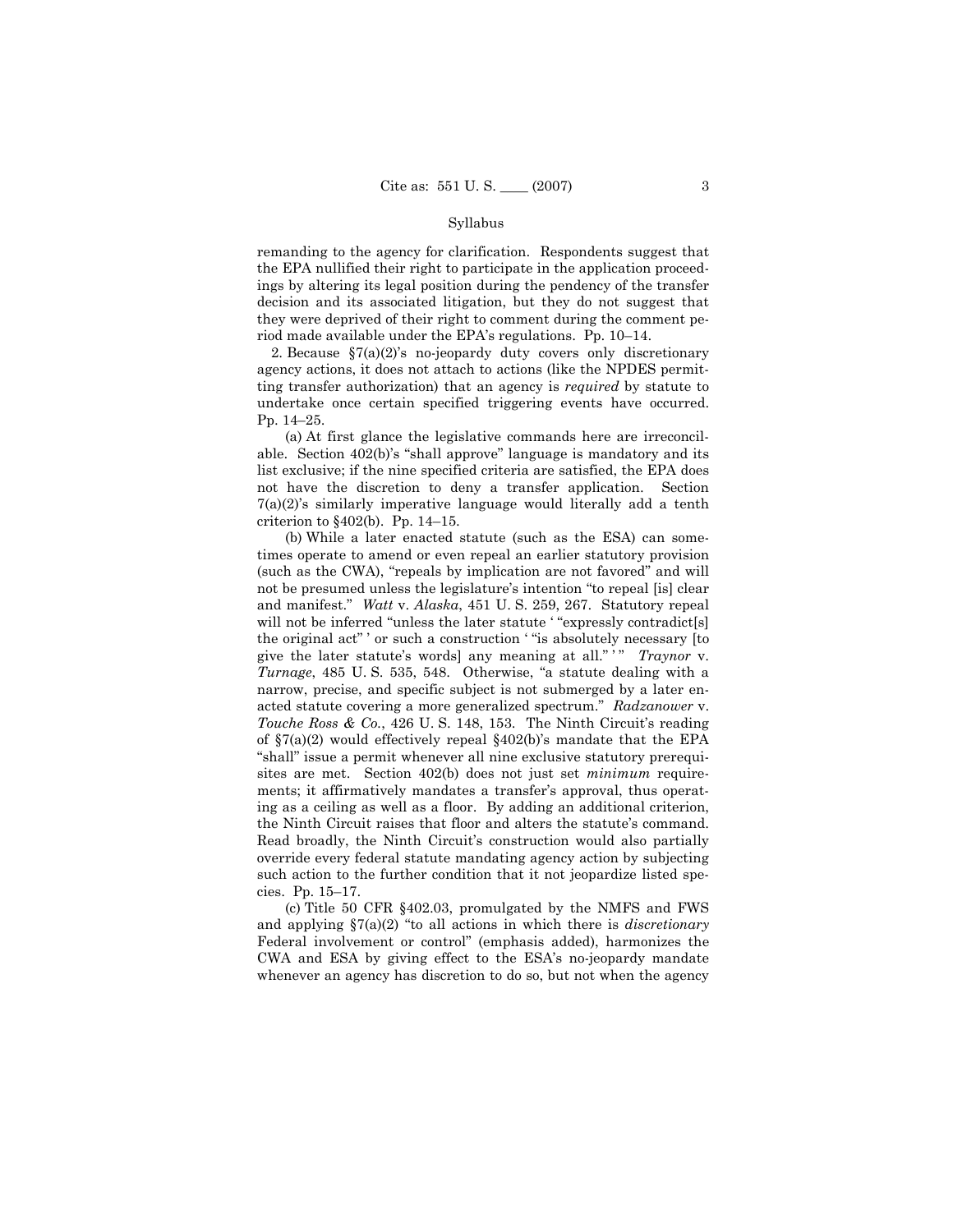remanding to the agency for clarification. Respondents suggest that the EPA nullified their right to participate in the application proceedings by altering its legal position during the pendency of the transfer decision and its associated litigation, but they do not suggest that they were deprived of their right to comment during the comment period made available under the EPA's regulations. Pp. 10–14.

2. Because §7(a)(2)'s no-jeopardy duty covers only discretionary agency actions, it does not attach to actions (like the NPDES permitting transfer authorization) that an agency is *required* by statute to undertake once certain specified triggering events have occurred. Pp. 14–25.

(a) At first glance the legislative commands here are irreconcilable. Section 402(b)'s "shall approve" language is mandatory and its list exclusive; if the nine specified criteria are satisfied, the EPA does not have the discretion to deny a transfer application. Section 7(a)(2)'s similarly imperative language would literally add a tenth criterion to §402(b). Pp. 14–15.

(b) While a later enacted statute (such as the ESA) can sometimes operate to amend or even repeal an earlier statutory provision (such as the CWA), "repeals by implication are not favored" and will not be presumed unless the legislature's intention "to repeal [is] clear and manifest." *Watt* v. *Alaska*, 451 U. S. 259, 267. Statutory repeal will not be inferred "unless the later statute ' "expressly contradict[s] the original act" ' or such a construction ' "is absolutely necessary [to give the later statute's words] any meaning at all." ' " *Traynor* v. *Turnage*, 485 U. S. 535, 548. Otherwise, "a statute dealing with a narrow, precise, and specific subject is not submerged by a later enacted statute covering a more generalized spectrum." *Radzanower* v. *Touche Ross & Co.*, 426 U. S. 148, 153. The Ninth Circuit's reading of §7(a)(2) would effectively repeal §402(b)'s mandate that the EPA "shall" issue a permit whenever all nine exclusive statutory prerequisites are met. Section 402(b) does not just set *minimum* requirements; it affirmatively mandates a transfer's approval, thus operating as a ceiling as well as a floor. By adding an additional criterion, the Ninth Circuit raises that floor and alters the statute's command. Read broadly, the Ninth Circuit's construction would also partially override every federal statute mandating agency action by subjecting such action to the further condition that it not jeopardize listed species. Pp. 15–17.

(c) Title 50 CFR §402.03, promulgated by the NMFS and FWS and applying §7(a)(2) "to all actions in which there is *discretionary* Federal involvement or control" (emphasis added), harmonizes the CWA and ESA by giving effect to the ESA's no-jeopardy mandate whenever an agency has discretion to do so, but not when the agency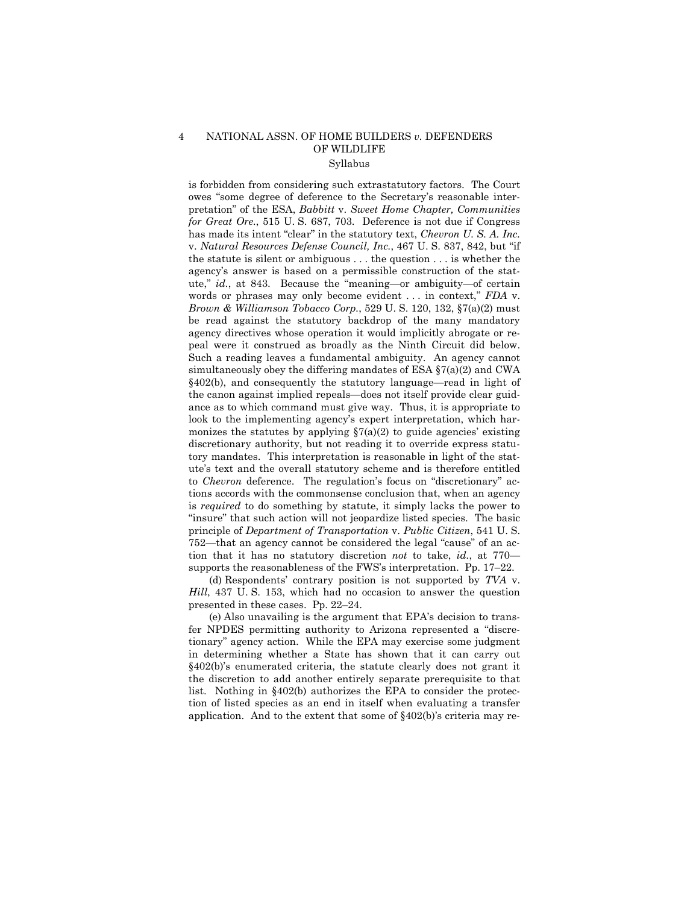is forbidden from considering such extrastatutory factors. The Court owes "some degree of deference to the Secretary's reasonable interpretation" of the ESA, *Babbitt* v. *Sweet Home Chapter, Communities for Great Ore.*, 515 U. S. 687, 703. Deference is not due if Congress has made its intent "clear" in the statutory text, *Chevron U. S. A. Inc.* v. *Natural Resources Defense Council, Inc.*, 467 U. S. 837, 842, but "if the statute is silent or ambiguous . . . the question . . . is whether the agency's answer is based on a permissible construction of the statute," *id.*, at 843. Because the "meaning—or ambiguity—of certain words or phrases may only become evident . . . in context," *FDA* v. *Brown & Williamson Tobacco Corp.*, 529 U. S. 120, 132, §7(a)(2) must be read against the statutory backdrop of the many mandatory agency directives whose operation it would implicitly abrogate or repeal were it construed as broadly as the Ninth Circuit did below. Such a reading leaves a fundamental ambiguity. An agency cannot simultaneously obey the differing mandates of ESA §7(a)(2) and CWA §402(b), and consequently the statutory language—read in light of the canon against implied repeals—does not itself provide clear guidance as to which command must give way. Thus, it is appropriate to look to the implementing agency's expert interpretation, which harmonizes the statutes by applying §7(a)(2) to guide agencies' existing discretionary authority, but not reading it to override express statutory mandates. This interpretation is reasonable in light of the statute's text and the overall statutory scheme and is therefore entitled to *Chevron* deference. The regulation's focus on "discretionary" actions accords with the commonsense conclusion that, when an agency is *required* to do something by statute, it simply lacks the power to "insure" that such action will not jeopardize listed species. The basic principle of *Department of Transportation* v. *Public Citizen*, 541 U. S. 752—that an agency cannot be considered the legal "cause" of an action that it has no statutory discretion *not* to take, *id.*, at 770—supports the reasonableness of the FWS's interpretation. Pp. 17–22.

(d) Respondents' contrary position is not supported by *TVA* v. *Hill*, 437 U. S. 153, which had no occasion to answer the question presented in these cases. Pp. 22–24.

(e) Also unavailing is the argument that EPA's decision to transfer NPDES permitting authority to Arizona represented a "discretionary" agency action. While the EPA may exercise some judgment in determining whether a State has shown that it can carry out §402(b)'s enumerated criteria, the statute clearly does not grant it the discretion to add another entirely separate prerequisite to that list. Nothing in §402(b) authorizes the EPA to consider the protection of listed species as an end in itself when evaluating a transfer application. And to the extent that some of §402(b)'s criteria may re-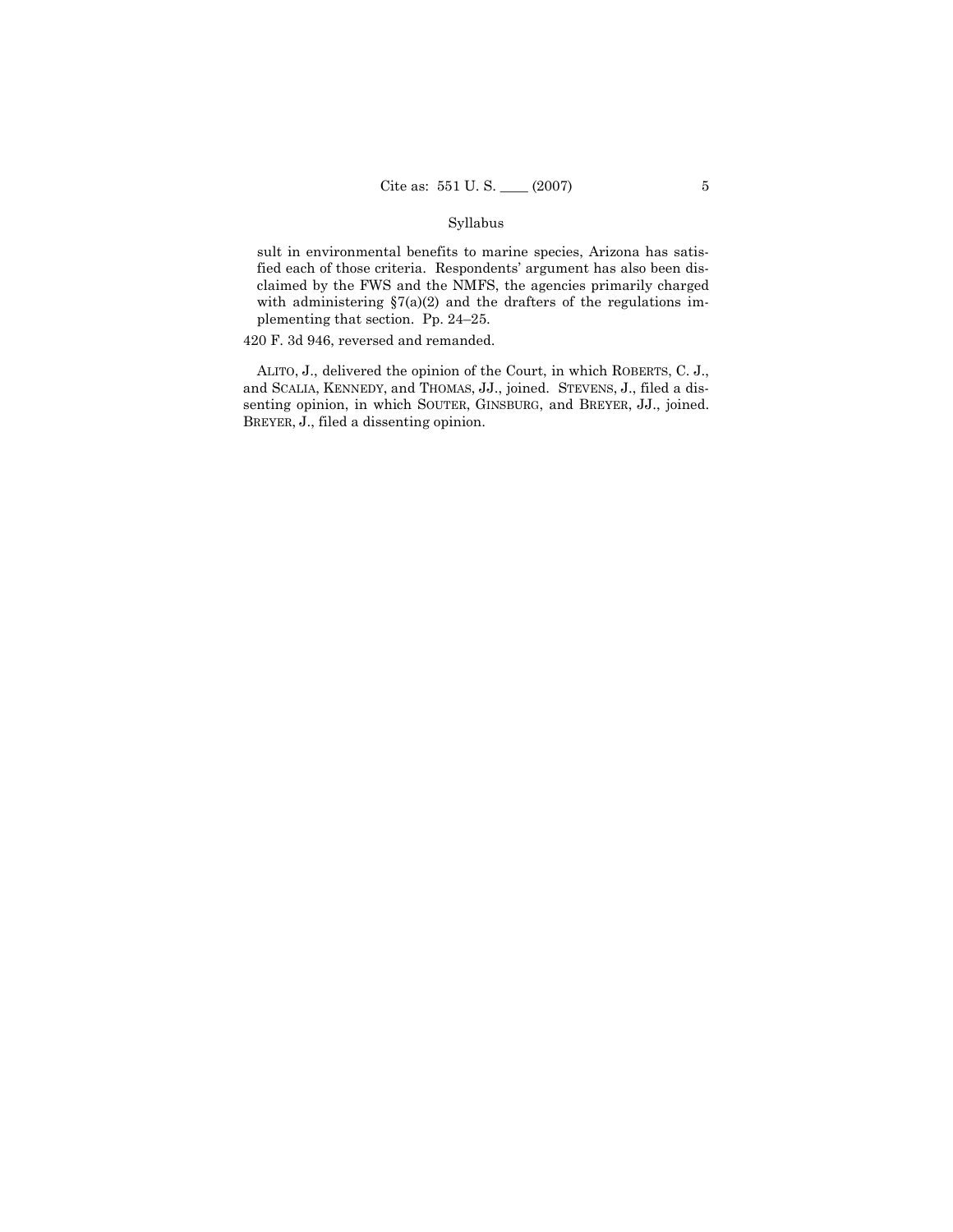sult in environmental benefits to marine species, Arizona has satisfied each of those criteria. Respondents' argument has also been disclaimed by the FWS and the NMFS, the agencies primarily charged with administering §7(a)(2) and the drafters of the regulations implementing that section. Pp. 24–25.

420 F. 3d 946, reversed and remanded.

ALITO, J., delivered the opinion of the Court, in which ROBERTS, C. J., and SCALIA, KENNEDY, and THOMAS, JJ., joined. STEVENS, J., filed a dissenting opinion, in which SOUTER, GINSBURG, and BREYER, JJ., joined. BREYER, J., filed a dissenting opinion.